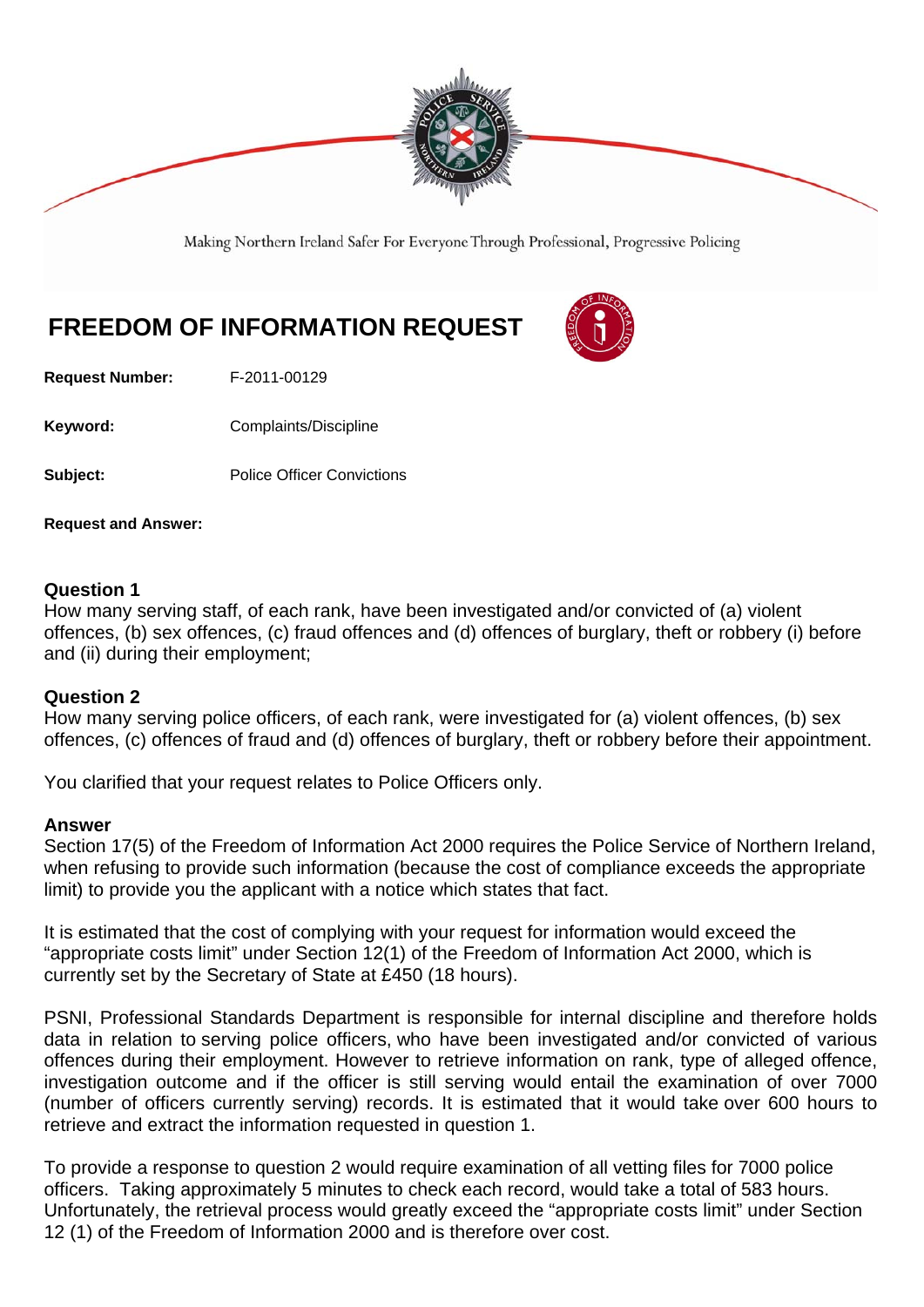Making Northern Ireland Safer For Everyone Through Professional, Progressive Policing

# FREEDOM OF INFORMATION REQUEST

**Request Number:** F-2011-00129

**Keyword:** Complaints/Discipline

**Subject:** Police Officer Convictions

**Request and Answer:**

### Question 1

How many serving staff, of each rank, have been investigated and/or convicted of (a) violent offences, (b) sex offences, (c) fraud offences and (d) offences of burglary, theft or robbery (i) before and (ii) during their employment;

### Question 2

How many serving police officers, of each rank, were investigated for (a) violent offences, (b) sex offences, (c) offences of fraud and (d) offences of burglary, theft or robbery before their appointment.

You clarified that your request relates to Police Officers only.

### Answer

Section 17(5) of the Freedom of Information Act 2000 requires the Police Service of Northern Ireland, when refusing to provide such information (because the cost of compliance exceeds the appropriate limit) to provide you the applicant with a notice which states that fact.

It is estimated that the cost of complying with your request for information would exceed the "appropriate costs limit" under Section 12(1) of the Freedom of Information Act 2000, which is currently set by the Secretary of State at £450 (18 hours).

PSNI, Professional Standards Department is responsible for internal discipline and therefore holds data in relation to serving police officers, who have been investigated and/or convicted of various offences during their employment. However to retrieve information on rank, type of alleged offence, investigation outcome and if the officer is still serving would entail the examination of over 7000 (number of officers currently serving) records. It is estimated that it would take over 600 hours to retrieve and extract the information requested in question 1.

To provide a response to question 2 would require examination of all vetting files for 7000 police officers. Taking approximately 5 minutes to check each record, would take a total of 583 hours. Unfortunately, the retrieval process would greatly exceed the "appropriate costs limit" under Section 12 (1) of the Freedom of Information 2000 and is therefore over cost.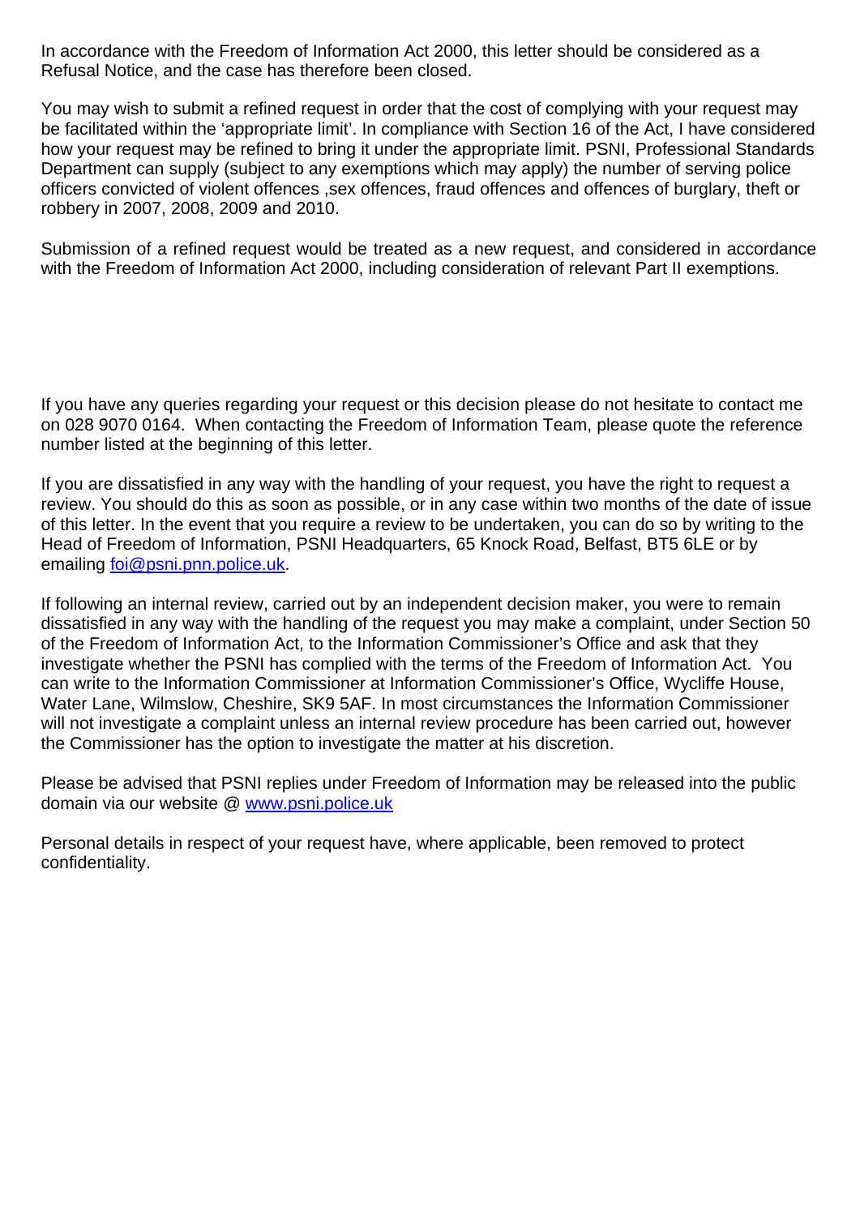In accordance with the Freedom of Information Act 2000, this letter should be considered as a Refusal Notice, and the case has therefore been closed.

You may wish to submit a refined request in order that the cost of complying with your request may be facilitated within the 'appropriate limit'. In compliance with Section 16 of the Act, I have considered how your request may be refined to bring it under the appropriate limit. PSNI, Professional Standards Department can supply (subject to any exemptions which may apply) the number of serving police officers convicted of violent offences ,sex offences, fraud offences and offences of burglary, theft or robbery in 2007, 2008, 2009 and 2010.

Submission of a refined request would be treated as a new request, and considered in accordance with the Freedom of Information Act 2000, including consideration of relevant Part II exemptions.

If you have any queries regarding your request or this decision please do not hesitate to contact me on 028 9070 0164. When contacting the Freedom of Information Team, please quote the reference number listed at the beginning of this letter.

If you are dissatisfied in any way with the handling of your request, you have the right to request a review. You should do this as soon as possible, or in any case within two months of the date of issue of this letter. In the event that you require a review to be undertaken, you can do so by writing to the Head of Freedom of Information, PSNI Headquarters, 65 Knock Road, Belfast, BT5 6LE or by emailing foi@psni.pnn.police.uk.

If following an internal review, carried out by an independent decision maker, you were to remain dissatisfied in any way with the handling of the request you may make a complaint, under Section 50 of the Freedom of Information Act, to the Information Commissioner's Office and ask that they investigate whether the PSNI has complied with the terms of the Freedom of Information Act. You can write to the Information Commissioner at Information Commissioner's Office, Wycliffe House, Water Lane, Wilmslow, Cheshire, SK9 5AF. In most circumstances the Information Commissioner will not investigate a complaint unless an internal review procedure has been carried out, however the Commissioner has the option to investigate the matter at his discretion.

Please be advised that PSNI replies under Freedom of Information may be released into the public domain via our website @ www.psni.police.uk

Personal details in respect of your request have, where applicable, been removed to protect confidentiality.